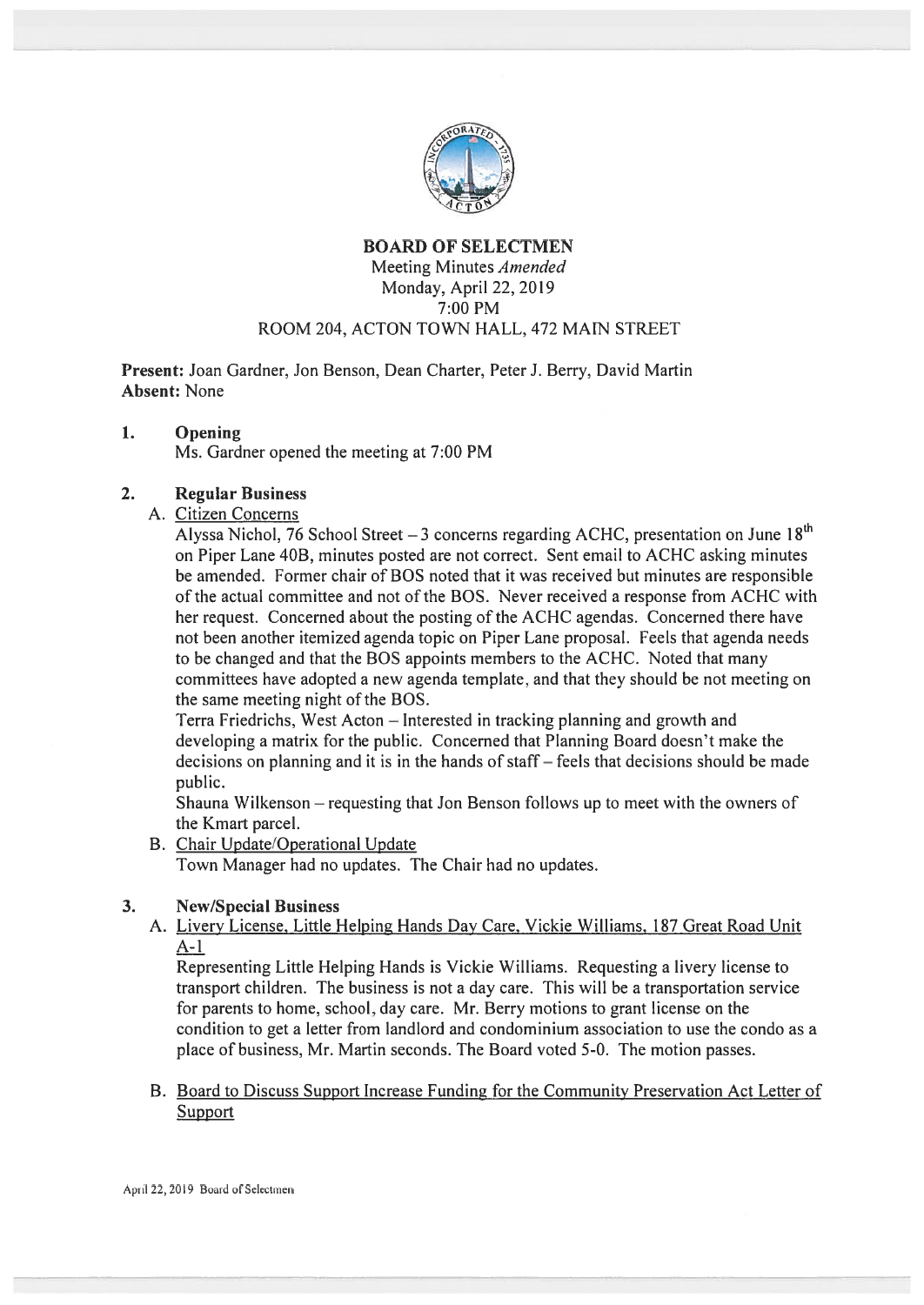# BOARD OF SELECTMEN

Meeting Minutes *Amended*
Monday, April 22, 2019
7:00 PM
ROOM 204, ACTON TOWN HALL, 472 MAIN STREET

**Present:** Joan Gardner, Jon Benson, Dean Charter, Peter J. Berry, David Martin
**Absent:** None

## 1. Opening

Ms. Gardner opened the meeting at 7:00 PM

## 2. Regular Business

### A. Citizen Concerns

Alyssa Nichol, 76 School Street – 3 concerns regarding ACHC, presentation on June 18th on Piper Lane 40B, minutes posted are not correct. Sent email to ACHC asking minutes be amended. Former chair of BOS noted that it was received but minutes are responsible of the actual committee and not of the BOS. Never received a response from ACHC with her request. Concerned about the posting of the ACHC agendas. Concerned there have not been another itemized agenda topic on Piper Lane proposal. Feels that agenda needs to be changed and that the BOS appoints members to the ACHC. Noted that many committees have adopted a new agenda template, and that they should be not meeting on the same meeting night of the BOS.

Terra Friedrichs, West Acton – Interested in tracking planning and growth and developing a matrix for the public. Concerned that Planning Board doesn't make the decisions on planning and it is in the hands of staff – feels that decisions should be made public.

Shauna Wilkenson – requesting that Jon Benson follows up to meet with the owners of the Kmart parcel.

### B. Chair Update/Operational Update

Town Manager had no updates. The Chair had no updates.

## 3. New/Special Business

### A. Livery License, Little Helping Hands Day Care, Vickie Williams, 187 Great Road Unit A-1

Representing Little Helping Hands is Vickie Williams. Requesting a livery license to transport children. The business is not a day care. This will be a transportation service for parents to home, school, day care. Mr. Berry motions to grant license on the condition to get a letter from landlord and condominium association to use the condo as a place of business, Mr. Martin seconds. The Board voted 5-0. The motion passes.

### B. Board to Discuss Support Increase Funding for the Community Preservation Act Letter of Support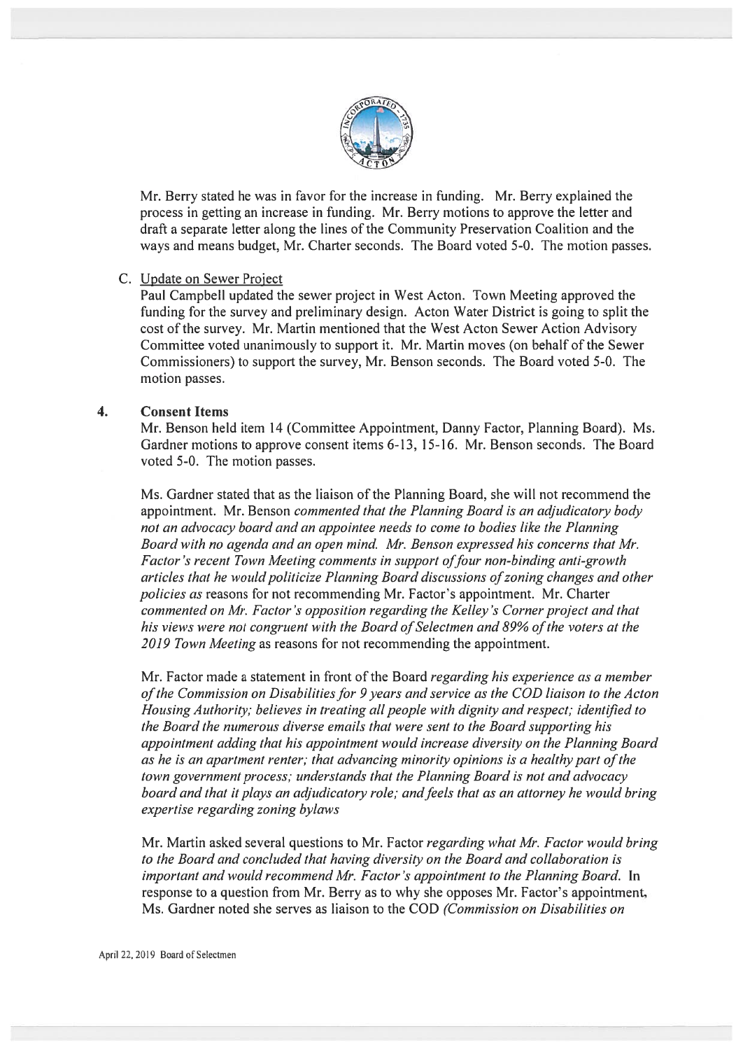Mr. Berry stated he was in favor for the increase in funding. Mr. Berry explained the process in getting an increase in funding. Mr. Berry motions to approve the letter and draft a separate letter along the lines of the Community Preservation Coalition and the ways and means budget, Mr. Charter seconds. The Board voted 5-0. The motion passes.

C. Update on Sewer Project

Paul Campbell updated the sewer project in West Acton. Town Meeting approved the funding for the survey and preliminary design. Acton Water District is going to split the cost of the survey. Mr. Martin mentioned that the West Acton Sewer Action Advisory Committee voted unanimously to support it. Mr. Martin moves (on behalf of the Sewer Commissioners) to support the survey, Mr. Benson seconds. The Board voted 5-0. The motion passes.

## 4. Consent Items

Mr. Benson held item 14 (Committee Appointment, Danny Factor, Planning Board). Ms. Gardner motions to approve consent items 6-13, 15-16. Mr. Benson seconds. The Board voted 5-0. The motion passes.

Ms. Gardner stated that as the liaison of the Planning Board, she will not recommend the appointment. Mr. Benson *commented that the Planning Board is an adjudicatory body not an advocacy board and an appointee needs to come to bodies like the Planning Board with no agenda and an open mind. Mr. Benson expressed his concerns that Mr. Factor's recent Town Meeting comments in support of four non-binding anti-growth articles that he would politicize Planning Board discussions of zoning changes and other policies as* reasons for not recommending Mr. Factor's appointment. Mr. Charter *commented on Mr. Factor's opposition regarding the Kelley's Corner project and that his views were not congruent with the Board of Selectmen and 89% of the voters at the 2019 Town Meeting* as reasons for not recommending the appointment.

Mr. Factor made a statement in front of the Board *regarding his experience as a member of the Commission on Disabilities for 9 years and service as the COD liaison to the Acton Housing Authority; believes in treating all people with dignity and respect; identified to the Board the numerous diverse emails that were sent to the Board supporting his appointment adding that his appointment would increase diversity on the Planning Board as he is an apartment renter; that advancing minority opinions is a healthy part of the town government process; understands that the Planning Board is not and advocacy board and that it plays an adjudicatory role; and feels that as an attorney he would bring expertise regarding zoning bylaws*

Mr. Martin asked several questions to Mr. Factor *regarding what Mr. Factor would bring to the Board and concluded that having diversity on the Board and collaboration is important and would recommend Mr. Factor's appointment to the Planning Board.* In response to a question from Mr. Berry as to why she opposes Mr. Factor's appointment, Ms. Gardner noted she serves as liaison to the COD *(Commission on Disabilities on*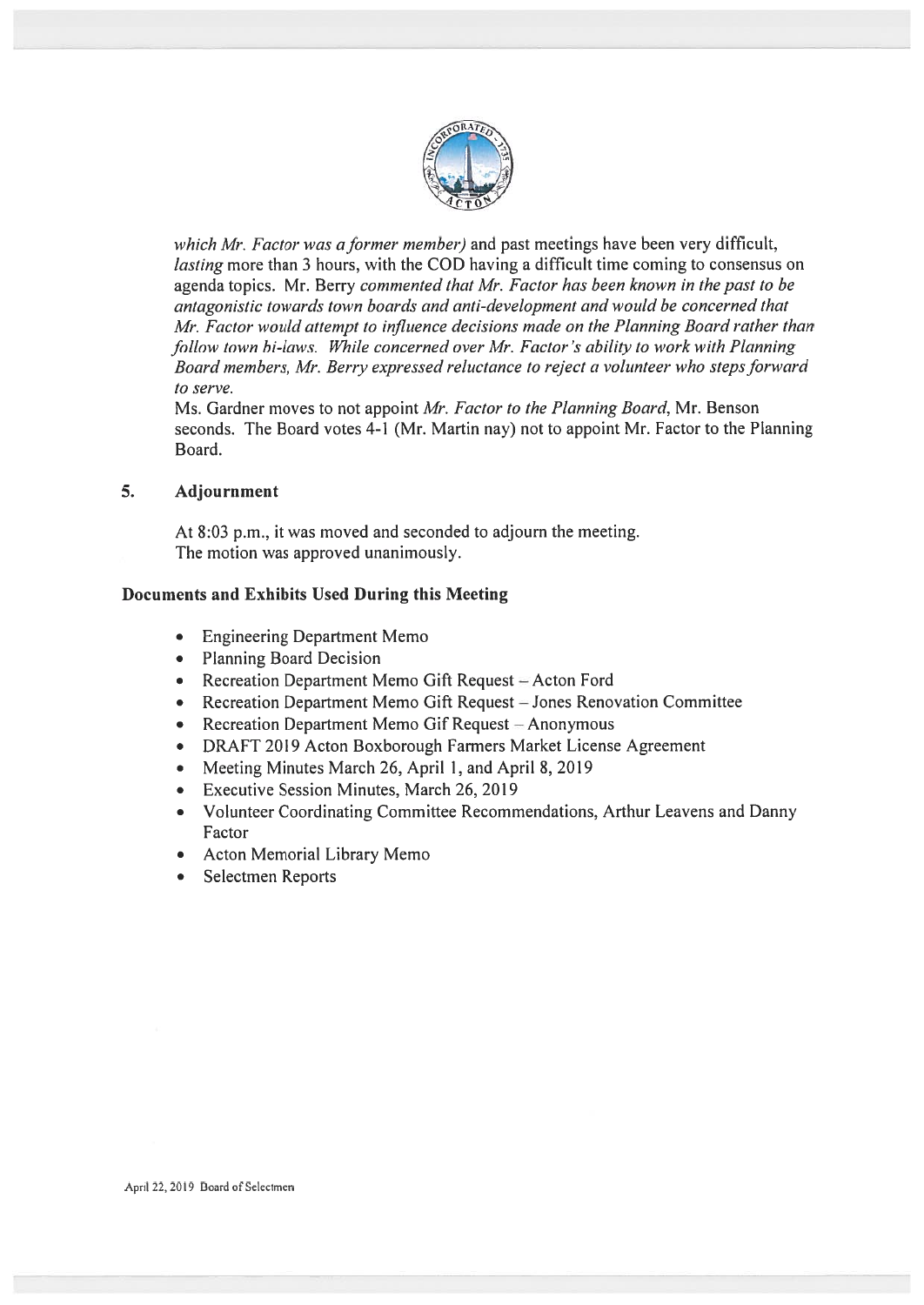*which Mr. Factor was a former member)* and past meetings have been very difficult, *lasting* more than 3 hours, with the COD having a difficult time coming to consensus on agenda topics. Mr. Berry *commented that Mr. Factor has been known in the past to be antagonistic towards town boards and anti-development and would be concerned that Mr. Factor would attempt to influence decisions made on the Planning Board rather than follow town bi-laws. While concerned over Mr. Factor's ability to work with Planning Board members, Mr. Berry expressed reluctance to reject a volunteer who steps forward to serve.*

Ms. Gardner moves to not appoint *Mr. Factor to the Planning Board*, Mr. Benson seconds. The Board votes 4-1 (Mr. Martin nay) not to appoint Mr. Factor to the Planning Board.

## 5. Adjournment

At 8:03 p.m., it was moved and seconded to adjourn the meeting.
The motion was approved unanimously.

### Documents and Exhibits Used During this Meeting

- Engineering Department Memo
- Planning Board Decision
- Recreation Department Memo Gift Request – Acton Ford
- Recreation Department Memo Gift Request – Jones Renovation Committee
- Recreation Department Memo Gif Request – Anonymous
- DRAFT 2019 Acton Boxborough Farmers Market License Agreement
- Meeting Minutes March 26, April 1, and April 8, 2019
- Executive Session Minutes, March 26, 2019
- Volunteer Coordinating Committee Recommendations, Arthur Leavens and Danny Factor
- Acton Memorial Library Memo
- Selectmen Reports